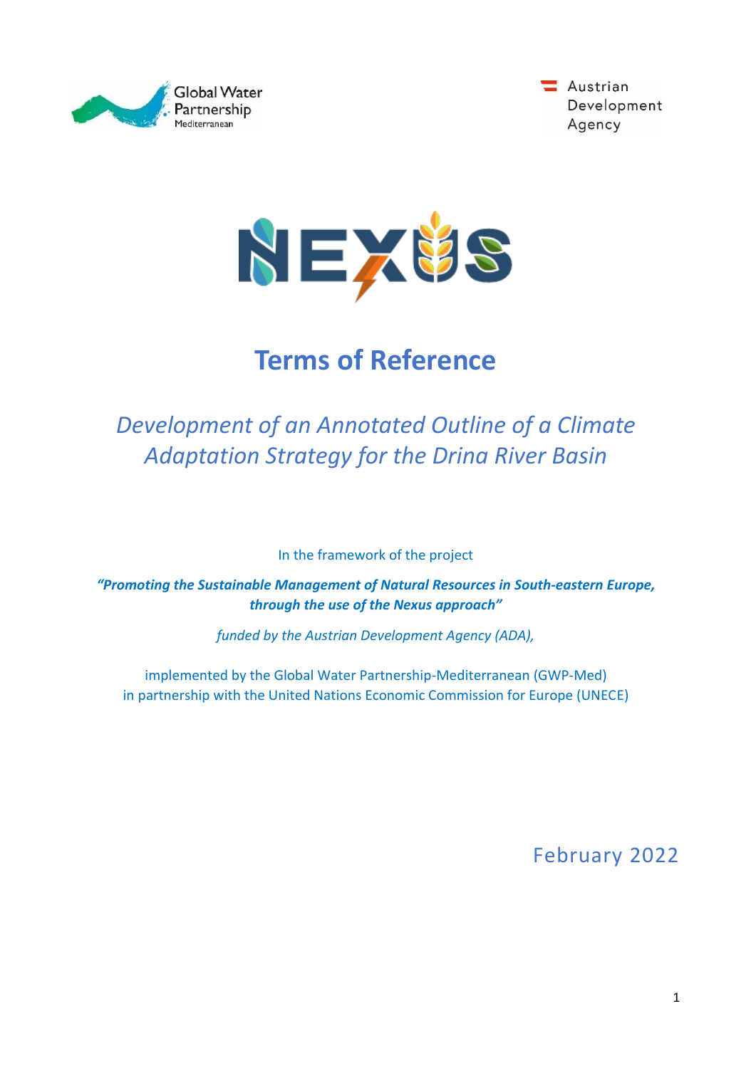Global Water Partnership Mediterranean

Austrian Development Agency

NEXUS

# Terms of Reference

## *Development of an Annotated Outline of a Climate Adaptation Strategy for the Drina River Basin*

In the framework of the project

***"Promoting the Sustainable Management of Natural Resources in South-eastern Europe, through the use of the Nexus approach"***

*funded by the Austrian Development Agency (ADA),*

implemented by the Global Water Partnership-Mediterranean (GWP-Med) in partnership with the United Nations Economic Commission for Europe (UNECE)

February 2022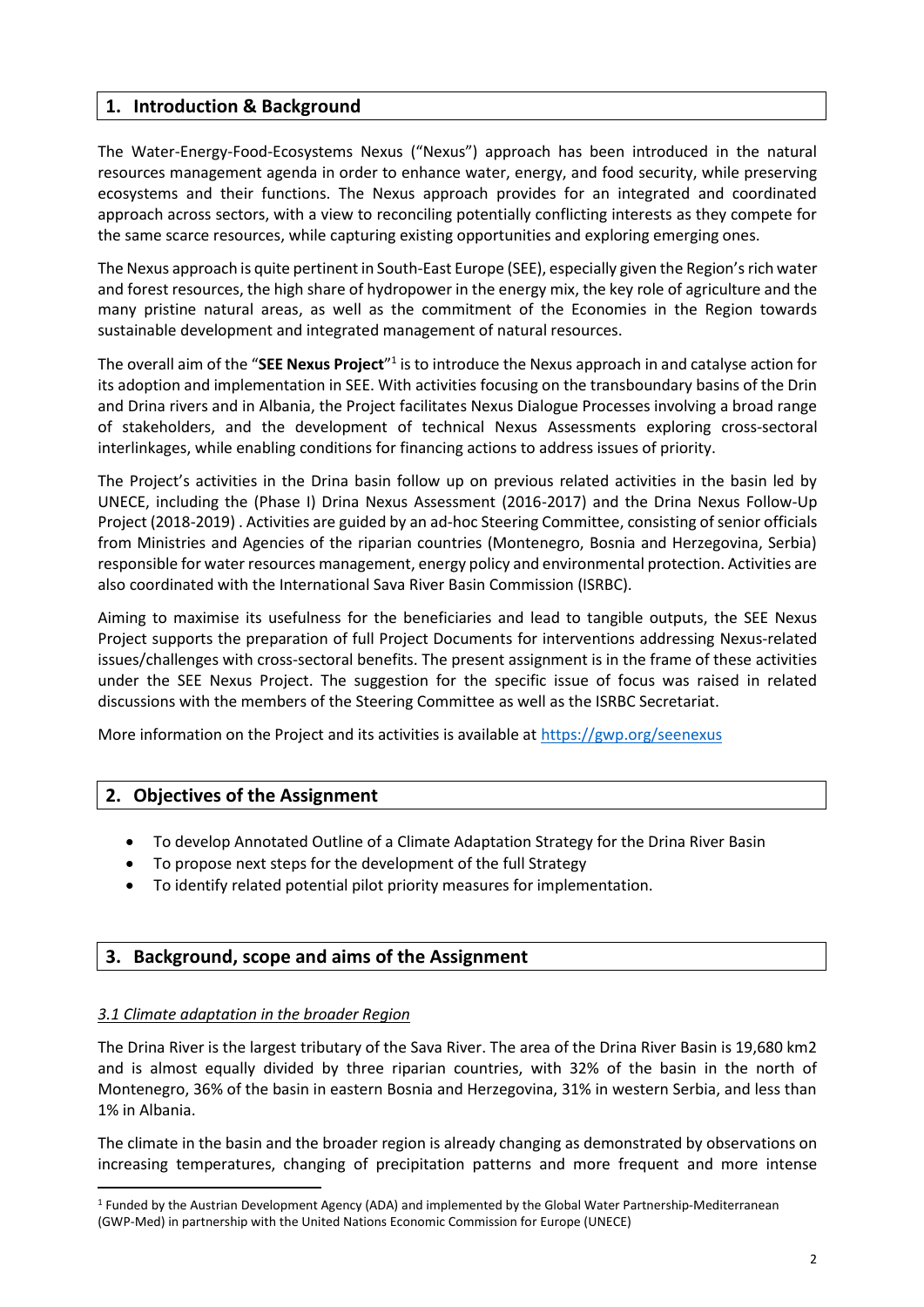## 1. Introduction & Background

The Water-Energy-Food-Ecosystems Nexus ("Nexus") approach has been introduced in the natural resources management agenda in order to enhance water, energy, and food security, while preserving ecosystems and their functions. The Nexus approach provides for an integrated and coordinated approach across sectors, with a view to reconciling potentially conflicting interests as they compete for the same scarce resources, while capturing existing opportunities and exploring emerging ones.

The Nexus approach is quite pertinent in South-East Europe (SEE), especially given the Region's rich water and forest resources, the high share of hydropower in the energy mix, the key role of agriculture and the many pristine natural areas, as well as the commitment of the Economies in the Region towards sustainable development and integrated management of natural resources.

The overall aim of the "**SEE Nexus Project**"[1] is to introduce the Nexus approach in and catalyse action for its adoption and implementation in SEE. With activities focusing on the transboundary basins of the Drin and Drina rivers and in Albania, the Project facilitates Nexus Dialogue Processes involving a broad range of stakeholders, and the development of technical Nexus Assessments exploring cross-sectoral interlinkages, while enabling conditions for financing actions to address issues of priority.

The Project's activities in the Drina basin follow up on previous related activities in the basin led by UNECE, including the (Phase I) Drina Nexus Assessment (2016-2017) and the Drina Nexus Follow-Up Project (2018-2019) . Activities are guided by an ad-hoc Steering Committee, consisting of senior officials from Ministries and Agencies of the riparian countries (Montenegro, Bosnia and Herzegovina, Serbia) responsible for water resources management, energy policy and environmental protection. Activities are also coordinated with the International Sava River Basin Commission (ISRBC).

Aiming to maximise its usefulness for the beneficiaries and lead to tangible outputs, the SEE Nexus Project supports the preparation of full Project Documents for interventions addressing Nexus-related issues/challenges with cross-sectoral benefits. The present assignment is in the frame of these activities under the SEE Nexus Project. The suggestion for the specific issue of focus was raised in related discussions with the members of the Steering Committee as well as the ISRBC Secretariat.

More information on the Project and its activities is available at [https://gwp.org/seenexus](https://gwp.org/seenexus)

## 2. Objectives of the Assignment

- To develop Annotated Outline of a Climate Adaptation Strategy for the Drina River Basin
- To propose next steps for the development of the full Strategy
- To identify related potential pilot priority measures for implementation.

## 3. Background, scope and aims of the Assignment

### *3.1 Climate adaptation in the broader Region*

The Drina River is the largest tributary of the Sava River. The area of the Drina River Basin is 19,680 km2 and is almost equally divided by three riparian countries, with 32% of the basin in the north of Montenegro, 36% of the basin in eastern Bosnia and Herzegovina, 31% in western Serbia, and less than 1% in Albania.

The climate in the basin and the broader region is already changing as demonstrated by observations on increasing temperatures, changing of precipitation patterns and more frequent and more intense

[1] Funded by the Austrian Development Agency (ADA) and implemented by the Global Water Partnership-Mediterranean (GWP-Med) in partnership with the United Nations Economic Commission for Europe (UNECE)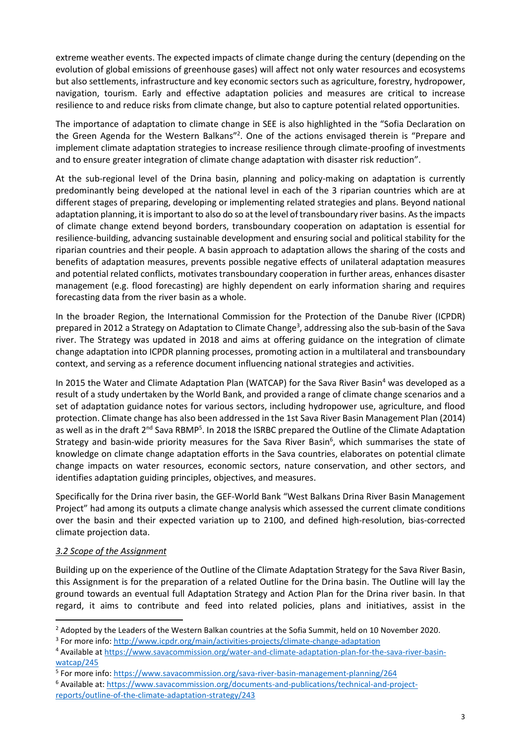extreme weather events. The expected impacts of climate change during the century (depending on the evolution of global emissions of greenhouse gases) will affect not only water resources and ecosystems but also settlements, infrastructure and key economic sectors such as agriculture, forestry, hydropower, navigation, tourism. Early and effective adaptation policies and measures are critical to increase resilience to and reduce risks from climate change, but also to capture potential related opportunities.

The importance of adaptation to climate change in SEE is also highlighted in the "Sofia Declaration on the Green Agenda for the Western Balkans"[2]. One of the actions envisaged therein is "Prepare and implement climate adaptation strategies to increase resilience through climate-proofing of investments and to ensure greater integration of climate change adaptation with disaster risk reduction".

At the sub-regional level of the Drina basin, planning and policy-making on adaptation is currently predominantly being developed at the national level in each of the 3 riparian countries which are at different stages of preparing, developing or implementing related strategies and plans. Beyond national adaptation planning, it is important to also do so at the level of transboundary river basins. As the impacts of climate change extend beyond borders, transboundary cooperation on adaptation is essential for resilience-building, advancing sustainable development and ensuring social and political stability for the riparian countries and their people. A basin approach to adaptation allows the sharing of the costs and benefits of adaptation measures, prevents possible negative effects of unilateral adaptation measures and potential related conflicts, motivates transboundary cooperation in further areas, enhances disaster management (e.g. flood forecasting) are highly dependent on early information sharing and requires forecasting data from the river basin as a whole.

In the broader Region, the International Commission for the Protection of the Danube River (ICPDR) prepared in 2012 a Strategy on Adaptation to Climate Change[3], addressing also the sub-basin of the Sava river. The Strategy was updated in 2018 and aims at offering guidance on the integration of climate change adaptation into ICPDR planning processes, promoting action in a multilateral and transboundary context, and serving as a reference document influencing national strategies and activities.

In 2015 the Water and Climate Adaptation Plan (WATCAP) for the Sava River Basin[4] was developed as a result of a study undertaken by the World Bank, and provided a range of climate change scenarios and a set of adaptation guidance notes for various sectors, including hydropower use, agriculture, and flood protection. Climate change has also been addressed in the 1st Sava River Basin Management Plan (2014) as well as in the draft 2nd Sava RBMP[5]. In 2018 the ISRBC prepared the Outline of the Climate Adaptation Strategy and basin-wide priority measures for the Sava River Basin[6], which summarises the state of knowledge on climate change adaptation efforts in the Sava countries, elaborates on potential climate change impacts on water resources, economic sectors, nature conservation, and other sectors, and identifies adaptation guiding principles, objectives, and measures.

Specifically for the Drina river basin, the GEF-World Bank "West Balkans Drina River Basin Management Project" had among its outputs a climate change analysis which assessed the current climate conditions over the basin and their expected variation up to 2100, and defined high-resolution, bias-corrected climate projection data.

### *3.2 Scope of the Assignment*

Building up on the experience of the Outline of the Climate Adaptation Strategy for the Sava River Basin, this Assignment is for the preparation of a related Outline for the Drina basin. The Outline will lay the ground towards an eventual full Adaptation Strategy and Action Plan for the Drina river basin. In that regard, it aims to contribute and feed into related policies, plans and initiatives, assist in the

---

[2] Adopted by the Leaders of the Western Balkan countries at the Sofia Summit, held on 10 November 2020.

[3] For more info: http://www.icpdr.org/main/activities-projects/climate-change-adaptation

[4] Available at https://www.savacommission.org/water-and-climate-adaptation-plan-for-the-sava-river-basin-watcap/245

[5] For more info: https://www.savacommission.org/sava-river-basin-management-planning/264

[6] Available at: https://www.savacommission.org/documents-and-publications/technical-and-project-reports/outline-of-the-climate-adaptation-strategy/243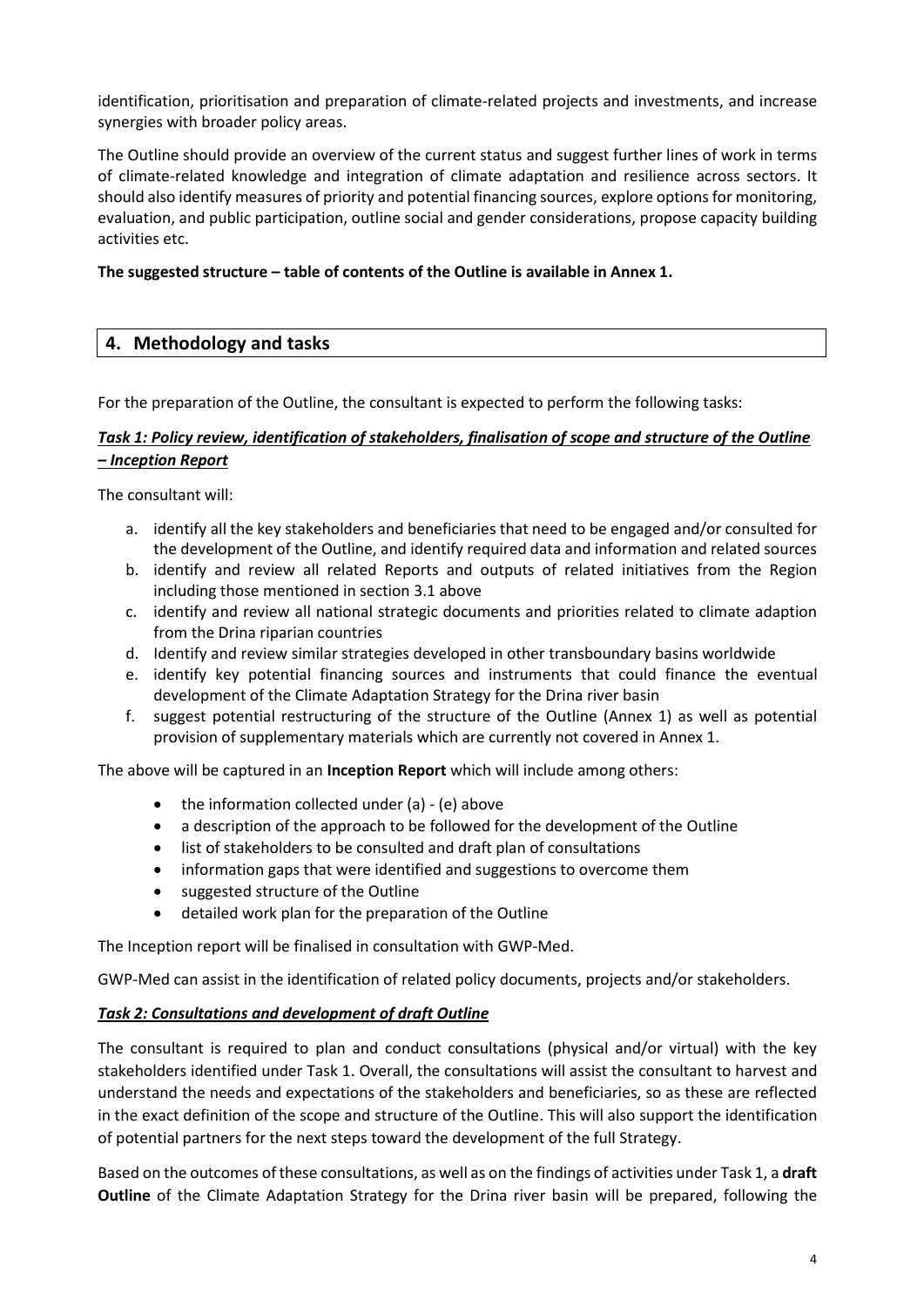identification, prioritisation and preparation of climate-related projects and investments, and increase synergies with broader policy areas.

The Outline should provide an overview of the current status and suggest further lines of work in terms of climate-related knowledge and integration of climate adaptation and resilience across sectors. It should also identify measures of priority and potential financing sources, explore options for monitoring, evaluation, and public participation, outline social and gender considerations, propose capacity building activities etc.

**The suggested structure – table of contents of the Outline is available in Annex 1.**

## 4. Methodology and tasks

For the preparation of the Outline, the consultant is expected to perform the following tasks:

***Task 1: Policy review, identification of stakeholders, finalisation of scope and structure of the Outline – Inception Report***

The consultant will:

a. identify all the key stakeholders and beneficiaries that need to be engaged and/or consulted for the development of the Outline, and identify required data and information and related sources
b. identify and review all related Reports and outputs of related initiatives from the Region including those mentioned in section 3.1 above
c. identify and review all national strategic documents and priorities related to climate adaption from the Drina riparian countries
d. Identify and review similar strategies developed in other transboundary basins worldwide
e. identify key potential financing sources and instruments that could finance the eventual development of the Climate Adaptation Strategy for the Drina river basin
f. suggest potential restructuring of the structure of the Outline (Annex 1) as well as potential provision of supplementary materials which are currently not covered in Annex 1.

The above will be captured in an **Inception Report** which will include among others:

- the information collected under (a) - (e) above
- a description of the approach to be followed for the development of the Outline
- list of stakeholders to be consulted and draft plan of consultations
- information gaps that were identified and suggestions to overcome them
- suggested structure of the Outline
- detailed work plan for the preparation of the Outline

The Inception report will be finalised in consultation with GWP-Med.

GWP-Med can assist in the identification of related policy documents, projects and/or stakeholders.

***Task 2: Consultations and development of draft Outline***

The consultant is required to plan and conduct consultations (physical and/or virtual) with the key stakeholders identified under Task 1. Overall, the consultations will assist the consultant to harvest and understand the needs and expectations of the stakeholders and beneficiaries, so as these are reflected in the exact definition of the scope and structure of the Outline. This will also support the identification of potential partners for the next steps toward the development of the full Strategy.

Based on the outcomes of these consultations, as well as on the findings of activities under Task 1, a **draft Outline** of the Climate Adaptation Strategy for the Drina river basin will be prepared, following the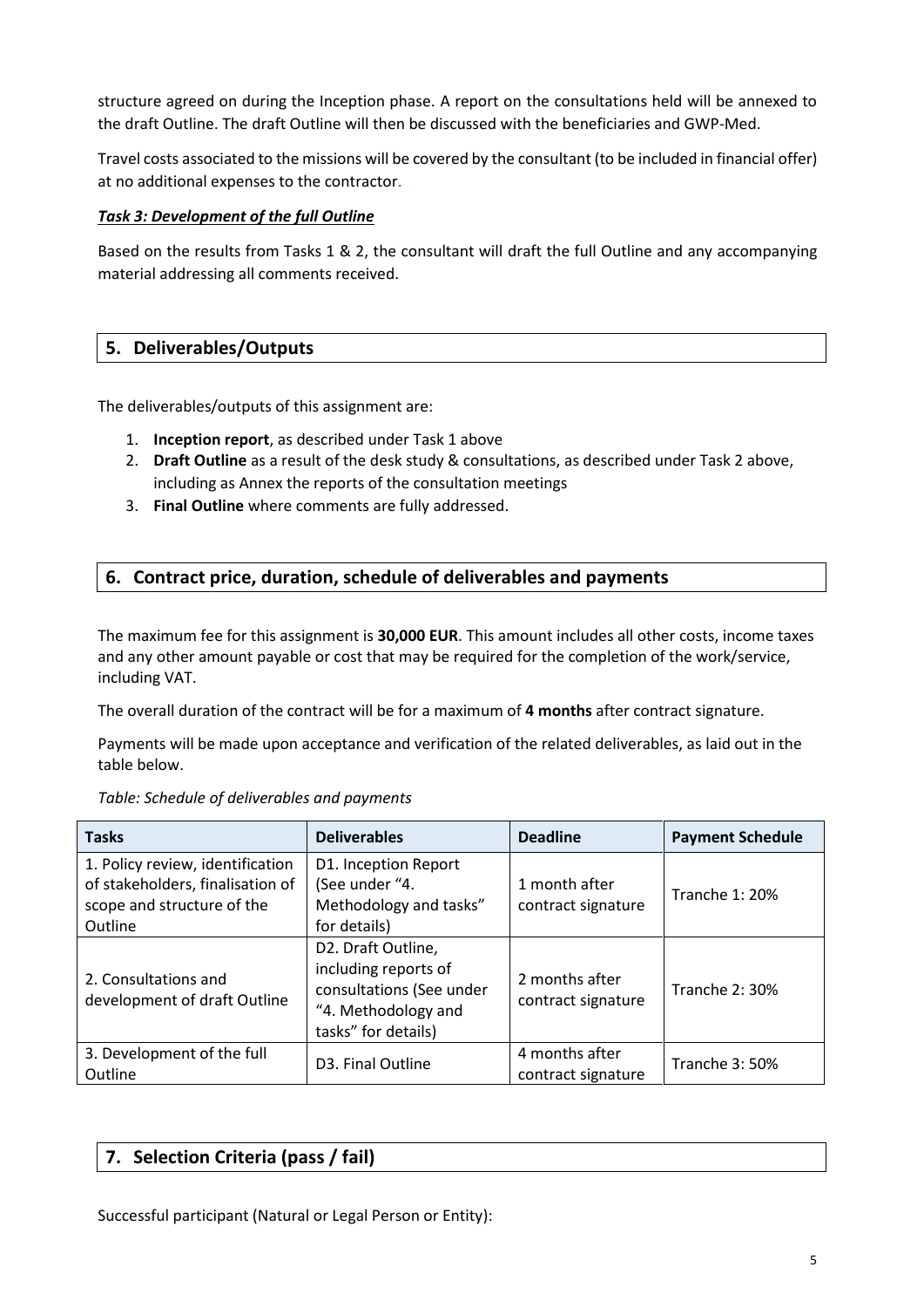structure agreed on during the Inception phase. A report on the consultations held will be annexed to the draft Outline. The draft Outline will then be discussed with the beneficiaries and GWP-Med.

Travel costs associated to the missions will be covered by the consultant (to be included in financial offer) at no additional expenses to the contractor.

***Task 3: Development of the full Outline***

Based on the results from Tasks 1 & 2, the consultant will draft the full Outline and any accompanying material addressing all comments received.

## 5. Deliverables/Outputs

The deliverables/outputs of this assignment are:

1. **Inception report**, as described under Task 1 above
2. **Draft Outline** as a result of the desk study & consultations, as described under Task 2 above, including as Annex the reports of the consultation meetings
3. **Final Outline** where comments are fully addressed.

## 6. Contract price, duration, schedule of deliverables and payments

The maximum fee for this assignment is **30,000 EUR**. This amount includes all other costs, income taxes and any other amount payable or cost that may be required for the completion of the work/service, including VAT.

The overall duration of the contract will be for a maximum of **4 months** after contract signature.

Payments will be made upon acceptance and verification of the related deliverables, as laid out in the table below.

*Table: Schedule of deliverables and payments*

| Tasks | Deliverables | Deadline | Payment Schedule |
|---|---|---|---|
| 1. Policy review, identification of stakeholders, finalisation of scope and structure of the Outline | D1. Inception Report (See under "4. Methodology and tasks" for details) | 1 month after contract signature | Tranche 1: 20% |
| 2. Consultations and development of draft Outline | D2. Draft Outline, including reports of consultations (See under "4. Methodology and tasks" for details) | 2 months after contract signature | Tranche 2: 30% |
| 3. Development of the full Outline | D3. Final Outline | 4 months after contract signature | Tranche 3: 50% |

## 7. Selection Criteria (pass / fail)

Successful participant (Natural or Legal Person or Entity):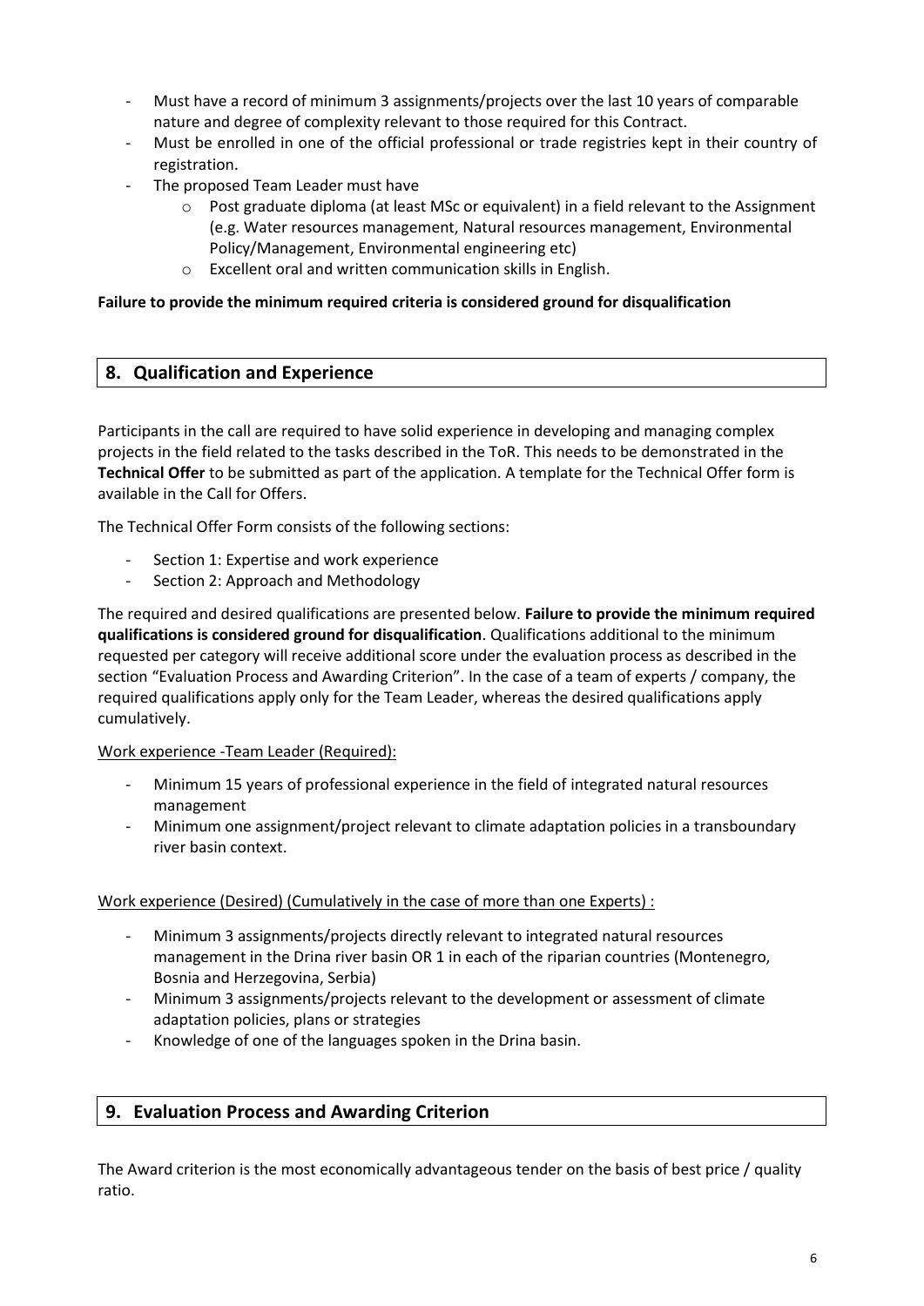- Must have a record of minimum 3 assignments/projects over the last 10 years of comparable nature and degree of complexity relevant to those required for this Contract.
- Must be enrolled in one of the official professional or trade registries kept in their country of registration.
- The proposed Team Leader must have
  - Post graduate diploma (at least MSc or equivalent) in a field relevant to the Assignment (e.g. Water resources management, Natural resources management, Environmental Policy/Management, Environmental engineering etc)
  - Excellent oral and written communication skills in English.

**Failure to provide the minimum required criteria is considered ground for disqualification**

## 8. Qualification and Experience

Participants in the call are required to have solid experience in developing and managing complex projects in the field related to the tasks described in the ToR. This needs to be demonstrated in the **Technical Offer** to be submitted as part of the application. A template for the Technical Offer form is available in the Call for Offers.

The Technical Offer Form consists of the following sections:

- Section 1: Expertise and work experience
- Section 2: Approach and Methodology

The required and desired qualifications are presented below. **Failure to provide the minimum required qualifications is considered ground for disqualification**. Qualifications additional to the minimum requested per category will receive additional score under the evaluation process as described in the section "Evaluation Process and Awarding Criterion". In the case of a team of experts / company, the required qualifications apply only for the Team Leader, whereas the desired qualifications apply cumulatively.

Work experience -Team Leader (Required):

- Minimum 15 years of professional experience in the field of integrated natural resources management
- Minimum one assignment/project relevant to climate adaptation policies in a transboundary river basin context.

Work experience (Desired) (Cumulatively in the case of more than one Experts) :

- Minimum 3 assignments/projects directly relevant to integrated natural resources management in the Drina river basin OR 1 in each of the riparian countries (Montenegro, Bosnia and Herzegovina, Serbia)
- Minimum 3 assignments/projects relevant to the development or assessment of climate adaptation policies, plans or strategies
- Knowledge of one of the languages spoken in the Drina basin.

## 9. Evaluation Process and Awarding Criterion

The Award criterion is the most economically advantageous tender on the basis of best price / quality ratio.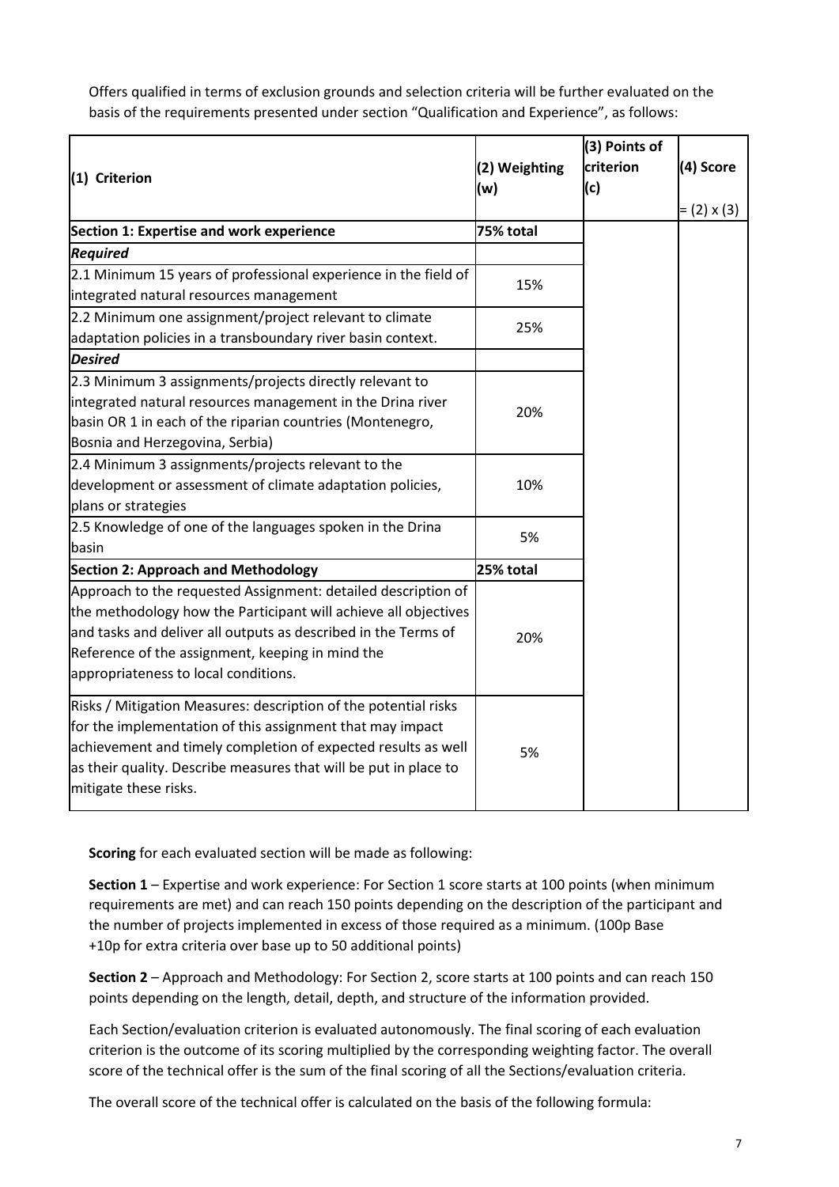Offers qualified in terms of exclusion grounds and selection criteria will be further evaluated on the basis of the requirements presented under section "Qualification and Experience", as follows:

| (1) Criterion | (2) Weighting (w) | (3) Points of criterion (c) | (4) Score<br>= (2) x (3) |
|---|---|---|---|
| **Section 1: Expertise and work experience** | **75% total** | | |
| ***Required*** | | | |
| 2.1 Minimum 15 years of professional experience in the field of integrated natural resources management | 15% | | |
| 2.2 Minimum one assignment/project relevant to climate adaptation policies in a transboundary river basin context. | 25% | | |
| ***Desired*** | | | |
| 2.3 Minimum 3 assignments/projects directly relevant to integrated natural resources management in the Drina river basin OR 1 in each of the riparian countries (Montenegro, Bosnia and Herzegovina, Serbia) | 20% | | |
| 2.4 Minimum 3 assignments/projects relevant to the development or assessment of climate adaptation policies, plans or strategies | 10% | | |
| 2.5 Knowledge of one of the languages spoken in the Drina basin | 5% | | |
| **Section 2: Approach and Methodology** | **25% total** | | |
| Approach to the requested Assignment: detailed description of the methodology how the Participant will achieve all objectives and tasks and deliver all outputs as described in the Terms of Reference of the assignment, keeping in mind the appropriateness to local conditions. | 20% | | |
| Risks / Mitigation Measures: description of the potential risks for the implementation of this assignment that may impact achievement and timely completion of expected results as well as their quality. Describe measures that will be put in place to mitigate these risks. | 5% | | |

**Scoring** for each evaluated section will be made as following:

**Section 1** – Expertise and work experience: For Section 1 score starts at 100 points (when minimum requirements are met) and can reach 150 points depending on the description of the participant and the number of projects implemented in excess of those required as a minimum. (100p Base +10p for extra criteria over base up to 50 additional points)

**Section 2** – Approach and Methodology: For Section 2, score starts at 100 points and can reach 150 points depending on the length, detail, depth, and structure of the information provided.

Each Section/evaluation criterion is evaluated autonomously. The final scoring of each evaluation criterion is the outcome of its scoring multiplied by the corresponding weighting factor. The overall score of the technical offer is the sum of the final scoring of all the Sections/evaluation criteria.

The overall score of the technical offer is calculated on the basis of the following formula: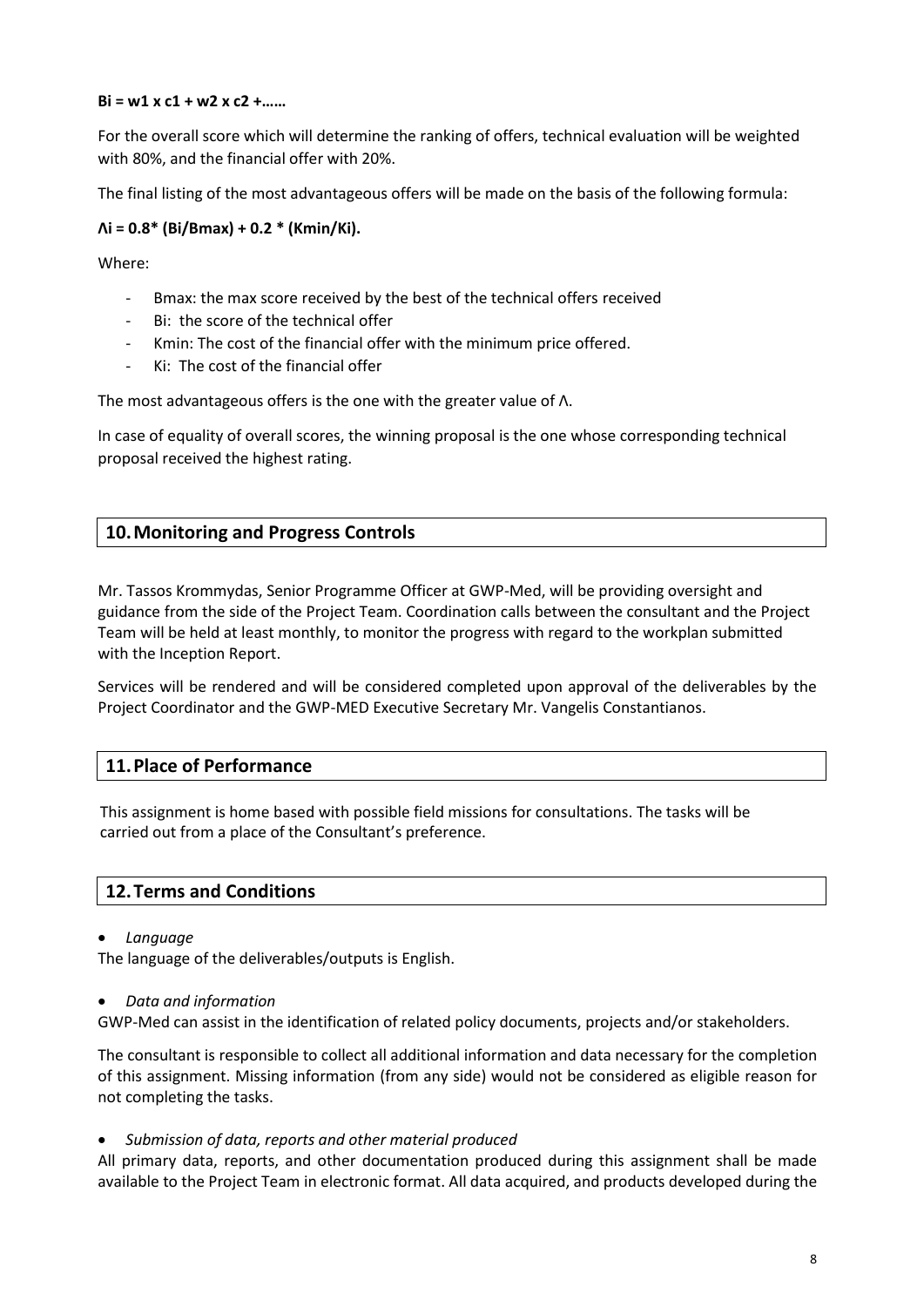**$B_i = w_1 \times c_1 + w_2 \times c_2 + \ldots\ldots$**

For the overall score which will determine the ranking of offers, technical evaluation will be weighted with 80%, and the financial offer with 20%.

The final listing of the most advantageous offers will be made on the basis of the following formula:

**$Λ_i = 0.8 * (B_i/B_{max}) + 0.2 * (K_{min}/K_i)$.**

Where:

- $B_{max}$: the max score received by the best of the technical offers received
- $B_i$: the score of the technical offer
- $K_{min}$: The cost of the financial offer with the minimum price offered.
- $K_i$: The cost of the financial offer

The most advantageous offers is the one with the greater value of Λ.

In case of equality of overall scores, the winning proposal is the one whose corresponding technical proposal received the highest rating.

## 10. Monitoring and Progress Controls

Mr. Tassos Krommydas, Senior Programme Officer at GWP-Med, will be providing oversight and guidance from the side of the Project Team. Coordination calls between the consultant and the Project Team will be held at least monthly, to monitor the progress with regard to the workplan submitted with the Inception Report.

Services will be rendered and will be considered completed upon approval of the deliverables by the Project Coordinator and the GWP-MED Executive Secretary Mr. Vangelis Constantianos.

## 11. Place of Performance

This assignment is home based with possible field missions for consultations. The tasks will be carried out from a place of the Consultant's preference.

## 12. Terms and Conditions

- *Language*

The language of the deliverables/outputs is English.

- *Data and information*

GWP-Med can assist in the identification of related policy documents, projects and/or stakeholders.

The consultant is responsible to collect all additional information and data necessary for the completion of this assignment. Missing information (from any side) would not be considered as eligible reason for not completing the tasks.

- *Submission of data, reports and other material produced*

All primary data, reports, and other documentation produced during this assignment shall be made available to the Project Team in electronic format. All data acquired, and products developed during the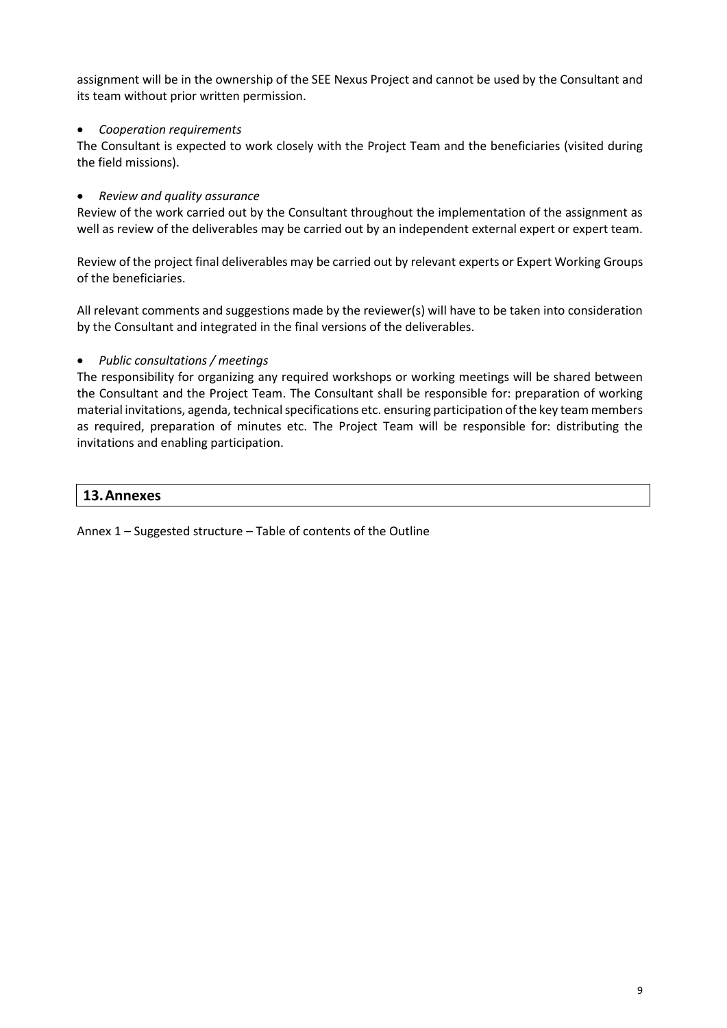assignment will be in the ownership of the SEE Nexus Project and cannot be used by the Consultant and its team without prior written permission.

- *Cooperation requirements*

The Consultant is expected to work closely with the Project Team and the beneficiaries (visited during the field missions).

- *Review and quality assurance*

Review of the work carried out by the Consultant throughout the implementation of the assignment as well as review of the deliverables may be carried out by an independent external expert or expert team.

Review of the project final deliverables may be carried out by relevant experts or Expert Working Groups of the beneficiaries.

All relevant comments and suggestions made by the reviewer(s) will have to be taken into consideration by the Consultant and integrated in the final versions of the deliverables.

- *Public consultations / meetings*

The responsibility for organizing any required workshops or working meetings will be shared between the Consultant and the Project Team. The Consultant shall be responsible for: preparation of working material invitations, agenda, technical specifications etc. ensuring participation of the key team members as required, preparation of minutes etc. The Project Team will be responsible for: distributing the invitations and enabling participation.

## 13. Annexes

Annex 1 – Suggested structure – Table of contents of the Outline